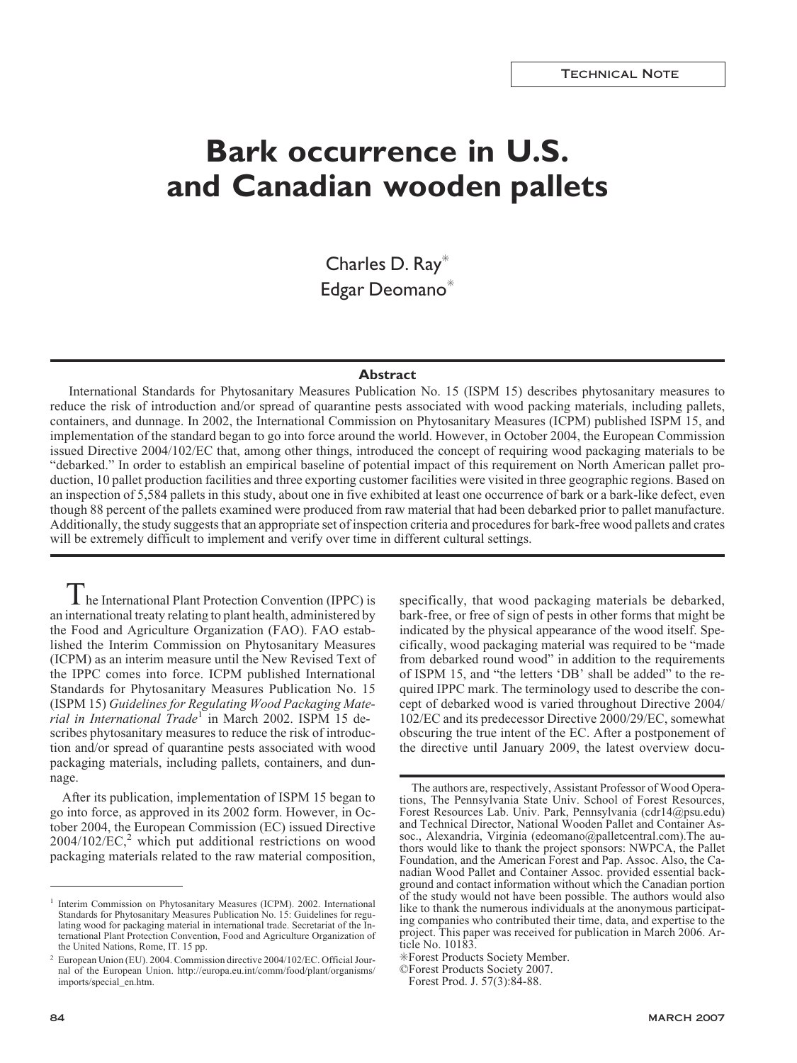Technical Note

# Bark occurrence in U.S. and Canadian wooden pallets

Charles D. Ray✳
Edgar Deomano✳

## Abstract

International Standards for Phytosanitary Measures Publication No. 15 (ISPM 15) describes phytosanitary measures to reduce the risk of introduction and/or spread of quarantine pests associated with wood packing materials, including pallets, containers, and dunnage. In 2002, the International Commission on Phytosanitary Measures (ICPM) published ISPM 15, and implementation of the standard began to go into force around the world. However, in October 2004, the European Commission issued Directive 2004/102/EC that, among other things, introduced the concept of requiring wood packaging materials to be "debarked." In order to establish an empirical baseline of potential impact of this requirement on North American pallet production, 10 pallet production facilities and three exporting customer facilities were visited in three geographic regions. Based on an inspection of 5,584 pallets in this study, about one in five exhibited at least one occurrence of bark or a bark-like defect, even though 88 percent of the pallets examined were produced from raw material that had been debarked prior to pallet manufacture. Additionally, the study suggests that an appropriate set of inspection criteria and procedures for bark-free wood pallets and crates will be extremely difficult to implement and verify over time in different cultural settings.

The International Plant Protection Convention (IPPC) is an international treaty relating to plant health, administered by the Food and Agriculture Organization (FAO). FAO established the Interim Commission on Phytosanitary Measures (ICPM) as an interim measure until the New Revised Text of the IPPC comes into force. ICPM published International Standards for Phytosanitary Measures Publication No. 15 (ISPM 15) *Guidelines for Regulating Wood Packaging Material in International Trade*[1] in March 2002. ISPM 15 describes phytosanitary measures to reduce the risk of introduction and/or spread of quarantine pests associated with wood packaging materials, including pallets, containers, and dunnage.

After its publication, implementation of ISPM 15 began to go into force, as approved in its 2002 form. However, in October 2004, the European Commission (EC) issued Directive 2004/102/EC,[2] which put additional restrictions on wood packaging materials related to the raw material composition, specifically, that wood packaging materials be debarked, bark-free, or free of sign of pests in other forms that might be indicated by the physical appearance of the wood itself. Specifically, wood packaging material was required to be "made from debarked round wood" in addition to the requirements of ISPM 15, and "the letters 'DB' shall be added" to the required IPPC mark. The terminology used to describe the concept of debarked wood is varied throughout Directive 2004/102/EC and its predecessor Directive 2000/29/EC, somewhat obscuring the true intent of the EC. After a postponement of the directive until January 2009, the latest overview docu-

The authors are, respectively, Assistant Professor of Wood Operations, The Pennsylvania State Univ. School of Forest Resources, Forest Resources Lab. Univ. Park, Pennsylvania (cdr14@psu.edu) and Technical Director, National Wooden Pallet and Container Assoc., Alexandria, Virginia (edeomano@palletcentral.com).The authors would like to thank the project sponsors: NWPCA, the Pallet Foundation, and the American Forest and Pap. Assoc. Also, the Canadian Wood Pallet and Container Assoc. provided essential background and contact information without which the Canadian portion of the study would not have been possible. The authors would also like to thank the numerous individuals at the anonymous participating companies who contributed their time, data, and expertise to the project. This paper was received for publication in March 2006. Article No. 10183.

✳Forest Products Society Member.
©Forest Products Society 2007.
Forest Prod. J. 57(3):84-88.

[1] Interim Commission on Phytosanitary Measures (ICPM). 2002. International Standards for Phytosanitary Measures Publication No. 15: Guidelines for regulating wood for packaging material in international trade. Secretariat of the International Plant Protection Convention, Food and Agriculture Organization of the United Nations, Rome, IT. 15 pp.

[2] European Union (EU). 2004. Commission directive 2004/102/EC. Official Journal of the European Union. http://europa.eu.int/comm/food/plant/organisms/imports/special_en.htm.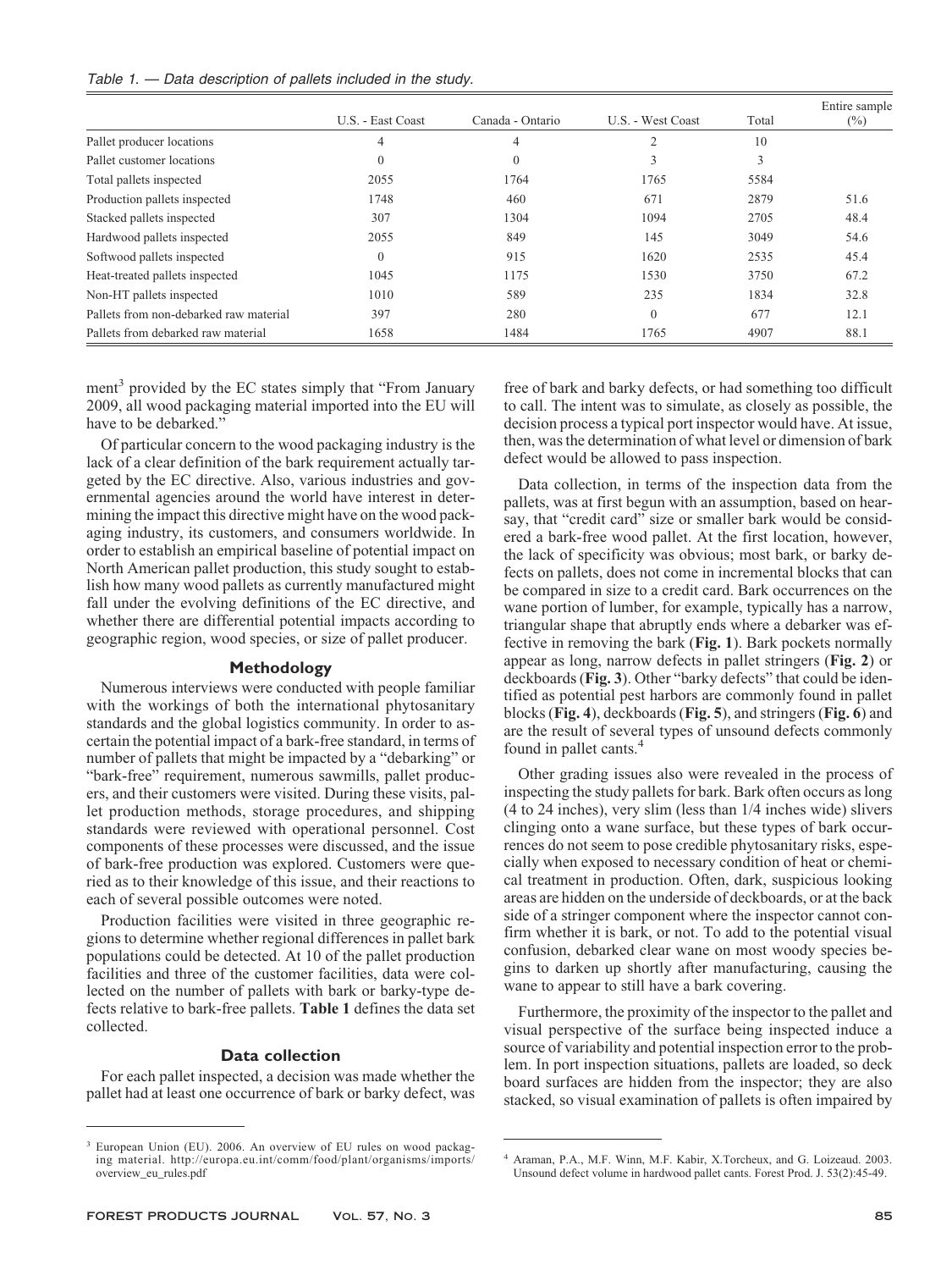*Table 1. — Data description of pallets included in the study.*

| | U.S. - East Coast | Canada - Ontario | U.S. - West Coast | Total | Entire sample (%) |
|---|---|---|---|---|---|
| Pallet producer locations | 4 | 4 | 2 | 10 | |
| Pallet customer locations | 0 | 0 | 3 | 3 | |
| Total pallets inspected | 2055 | 1764 | 1765 | 5584 | |
| Production pallets inspected | 1748 | 460 | 671 | 2879 | 51.6 |
| Stacked pallets inspected | 307 | 1304 | 1094 | 2705 | 48.4 |
| Hardwood pallets inspected | 2055 | 849 | 145 | 3049 | 54.6 |
| Softwood pallets inspected | 0 | 915 | 1620 | 2535 | 45.4 |
| Heat-treated pallets inspected | 1045 | 1175 | 1530 | 3750 | 67.2 |
| Non-HT pallets inspected | 1010 | 589 | 235 | 1834 | 32.8 |
| Pallets from non-debarked raw material | 397 | 280 | 0 | 677 | 12.1 |
| Pallets from debarked raw material | 1658 | 1484 | 1765 | 4907 | 88.1 |

ment[3] provided by the EC states simply that "From January 2009, all wood packaging material imported into the EU will have to be debarked."

Of particular concern to the wood packaging industry is the lack of a clear definition of the bark requirement actually targeted by the EC directive. Also, various industries and governmental agencies around the world have interest in determining the impact this directive might have on the wood packaging industry, its customers, and consumers worldwide. In order to establish an empirical baseline of potential impact on North American pallet production, this study sought to establish how many wood pallets as currently manufactured might fall under the evolving definitions of the EC directive, and whether there are differential potential impacts according to geographic region, wood species, or size of pallet producer.

## Methodology

Numerous interviews were conducted with people familiar with the workings of both the international phytosanitary standards and the global logistics community. In order to ascertain the potential impact of a bark-free standard, in terms of number of pallets that might be impacted by a "debarking" or "bark-free" requirement, numerous sawmills, pallet producers, and their customers were visited. During these visits, pallet production methods, storage procedures, and shipping standards were reviewed with operational personnel. Cost components of these processes were discussed, and the issue of bark-free production was explored. Customers were queried as to their knowledge of this issue, and their reactions to each of several possible outcomes were noted.

Production facilities were visited in three geographic regions to determine whether regional differences in pallet bark populations could be detected. At 10 of the pallet production facilities and three of the customer facilities, data were collected on the number of pallets with bark or barky-type defects relative to bark-free pallets. **Table 1** defines the data set collected.

### Data collection

For each pallet inspected, a decision was made whether the pallet had at least one occurrence of bark or barky defect, was free of bark and barky defects, or had something too difficult to call. The intent was to simulate, as closely as possible, the decision process a typical port inspector would have. At issue, then, was the determination of what level or dimension of bark defect would be allowed to pass inspection.

Data collection, in terms of the inspection data from the pallets, was at first begun with an assumption, based on hearsay, that "credit card" size or smaller bark would be considered a bark-free wood pallet. At the first location, however, the lack of specificity was obvious; most bark, or barky defects on pallets, does not come in incremental blocks that can be compared in size to a credit card. Bark occurrences on the wane portion of lumber, for example, typically has a narrow, triangular shape that abruptly ends where a debarker was effective in removing the bark (**Fig. 1**). Bark pockets normally appear as long, narrow defects in pallet stringers (**Fig. 2**) or deckboards (**Fig. 3**). Other "barky defects" that could be identified as potential pest harbors are commonly found in pallet blocks (**Fig. 4**), deckboards (**Fig. 5**), and stringers (**Fig. 6**) and are the result of several types of unsound defects commonly found in pallet cants.[4]

Other grading issues also were revealed in the process of inspecting the study pallets for bark. Bark often occurs as long (4 to 24 inches), very slim (less than 1/4 inches wide) slivers clinging onto a wane surface, but these types of bark occurrences do not seem to pose credible phytosanitary risks, especially when exposed to necessary condition of heat or chemical treatment in production. Often, dark, suspicious looking areas are hidden on the underside of deckboards, or at the back side of a stringer component where the inspector cannot confirm whether it is bark, or not. To add to the potential visual confusion, debarked clear wane on most woody species begins to darken up shortly after manufacturing, causing the wane to appear to still have a bark covering.

Furthermore, the proximity of the inspector to the pallet and visual perspective of the surface being inspected induce a source of variability and potential inspection error to the problem. In port inspection situations, pallets are loaded, so deck board surfaces are hidden from the inspector; they are also stacked, so visual examination of pallets is often impaired by

---

[3] European Union (EU). 2006. An overview of EU rules on wood packaging material. http://europa.eu.int/comm/food/plant/organisms/imports/overview_eu_rules.pdf

[4] Araman, P.A., M.F. Winn, M.F. Kabir, X.Torcheux, and G. Loizeaud. 2003. Unsound defect volume in hardwood pallet cants. Forest Prod. J. 53(2):45-49.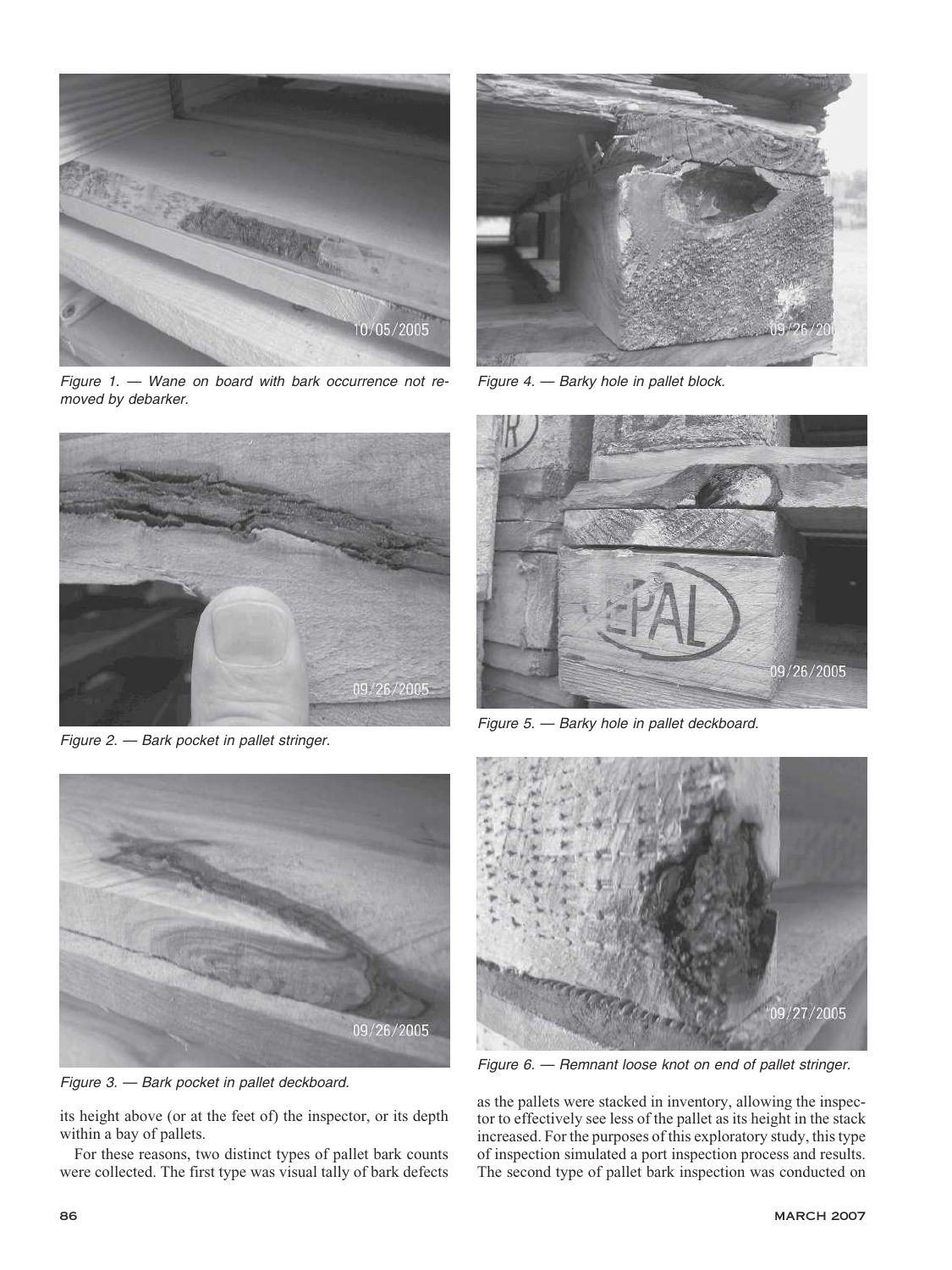Figure 1. — Wane on board with bark occurrence not removed by debarker.

Figure 2. — Bark pocket in pallet stringer.

Figure 3. — Bark pocket in pallet deckboard.

Figure 4. — Barky hole in pallet block.

Figure 5. — Barky hole in pallet deckboard.

Figure 6. — Remnant loose knot on end of pallet stringer.

its height above (or at the feet of) the inspector, or its depth within a bay of pallets.

For these reasons, two distinct types of pallet bark counts were collected. The first type was visual tally of bark defects as the pallets were stacked in inventory, allowing the inspector to effectively see less of the pallet as its height in the stack increased. For the purposes of this exploratory study, this type of inspection simulated a port inspection process and results. The second type of pallet bark inspection was conducted on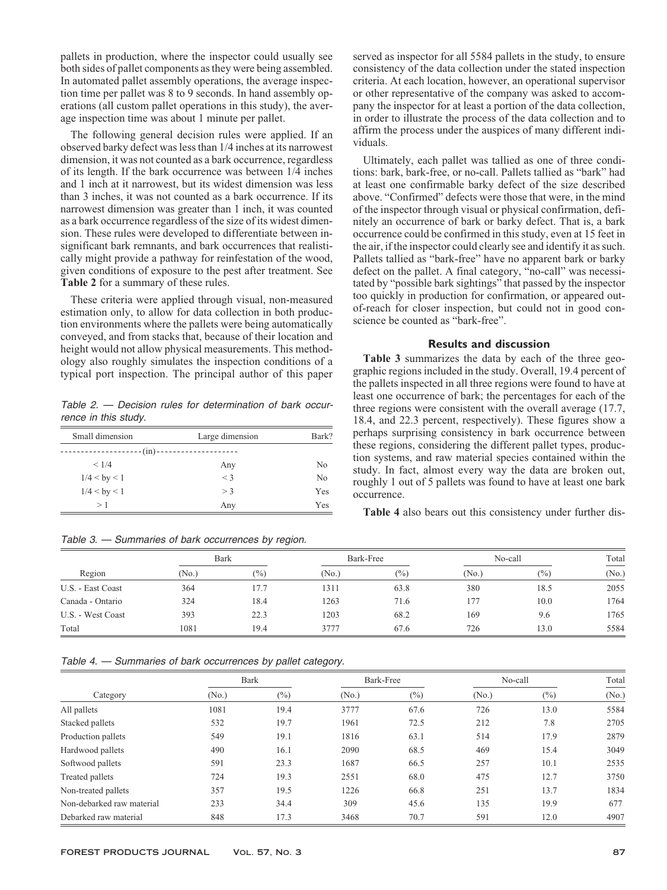pallets in production, where the inspector could usually see both sides of pallet components as they were being assembled. In automated pallet assembly operations, the average inspection time per pallet was 8 to 9 seconds. In hand assembly operations (all custom pallet operations in this study), the average inspection time was about 1 minute per pallet.

The following general decision rules were applied. If an observed barky defect was less than 1/4 inches at its narrowest dimension, it was not counted as a bark occurrence, regardless of its length. If the bark occurrence was between 1/4 inches and 1 inch at it narrowest, but its widest dimension was less than 3 inches, it was not counted as a bark occurrence. If its narrowest dimension was greater than 1 inch, it was counted as a bark occurrence regardless of the size of its widest dimension. These rules were developed to differentiate between insignificant bark remnants, and bark occurrences that realistically might provide a pathway for reinfestation of the wood, given conditions of exposure to the pest after treatment. See **Table 2** for a summary of these rules.

These criteria were applied through visual, non-measured estimation only, to allow for data collection in both production environments where the pallets were being automatically conveyed, and from stacks that, because of their location and height would not allow physical measurements. This methodology also roughly simulates the inspection conditions of a typical port inspection. The principal author of this paper served as inspector for all 5584 pallets in the study, to ensure consistency of the data collection under the stated inspection criteria. At each location, however, an operational supervisor or other representative of the company was asked to accompany the inspector for at least a portion of the data collection, in order to illustrate the process of the data collection and to affirm the process under the auspices of many different individuals.

Ultimately, each pallet was tallied as one of three conditions: bark, bark-free, or no-call. Pallets tallied as "bark" had at least one confirmable barky defect of the size described above. "Confirmed" defects were those that were, in the mind of the inspector through visual or physical confirmation, definitely an occurrence of bark or barky defect. That is, a bark occurrence could be confirmed in this study, even at 15 feet in the air, if the inspector could clearly see and identify it as such. Pallets tallied as "bark-free" have no apparent bark or barky defect on the pallet. A final category, "no-call" was necessitated by "possible bark sightings" that passed by the inspector too quickly in production for confirmation, or appeared out-of-reach for closer inspection, but could not in good conscience be counted as "bark-free".

*Table 2. — Decision rules for determination of bark occurrence in this study.*

| Small dimension | Large dimension | Bark? |
|---|---|---|
| (in) | | |
| < 1/4 | Any | No |
| 1/4 < by < 1 | < 3 | No |
| 1/4 < by < 1 | > 3 | Yes |
| > 1 | Any | Yes |

## Results and discussion

**Table 3** summarizes the data by each of the three geographic regions included in the study. Overall, 19.4 percent of the pallets inspected in all three regions were found to have at least one occurrence of bark; the percentages for each of the three regions were consistent with the overall average (17.7, 18.4, and 22.3 percent, respectively). These figures show a perhaps surprising consistency in bark occurrence between these regions, considering the different pallet types, production systems, and raw material species contained within the study. In fact, almost every way the data are broken out, roughly 1 out of 5 pallets was found to have at least one bark occurrence.

**Table 4** also bears out this consistency under further dis-

*Table 3. — Summaries of bark occurrences by region.*

| | Bark | | Bark-Free | | No-call | | Total |
|---|---|---|---|---|---|---|---|
| Region | (No.) | (%) | (No.) | (%) | (No.) | (%) | (No.) |
| U.S. - East Coast | 364 | 17.7 | 1311 | 63.8 | 380 | 18.5 | 2055 |
| Canada - Ontario | 324 | 18.4 | 1263 | 71.6 | 177 | 10.0 | 1764 |
| U.S. - West Coast | 393 | 22.3 | 1203 | 68.2 | 169 | 9.6 | 1765 |
| Total | 1081 | 19.4 | 3777 | 67.6 | 726 | 13.0 | 5584 |

*Table 4. — Summaries of bark occurrences by pallet category.*

| | Bark | | Bark-Free | | No-call | | Total |
|---|---|---|---|---|---|---|---|
| Category | (No.) | (%) | (No.) | (%) | (No.) | (%) | (No.) |
| All pallets | 1081 | 19.4 | 3777 | 67.6 | 726 | 13.0 | 5584 |
| Stacked pallets | 532 | 19.7 | 1961 | 72.5 | 212 | 7.8 | 2705 |
| Production pallets | 549 | 19.1 | 1816 | 63.1 | 514 | 17.9 | 2879 |
| Hardwood pallets | 490 | 16.1 | 2090 | 68.5 | 469 | 15.4 | 3049 |
| Softwood pallets | 591 | 23.3 | 1687 | 66.5 | 257 | 10.1 | 2535 |
| Treated pallets | 724 | 19.3 | 2551 | 68.0 | 475 | 12.7 | 3750 |
| Non-treated pallets | 357 | 19.5 | 1226 | 66.8 | 251 | 13.7 | 1834 |
| Non-debarked raw material | 233 | 34.4 | 309 | 45.6 | 135 | 19.9 | 677 |
| Debarked raw material | 848 | 17.3 | 3468 | 70.7 | 591 | 12.0 | 4907 |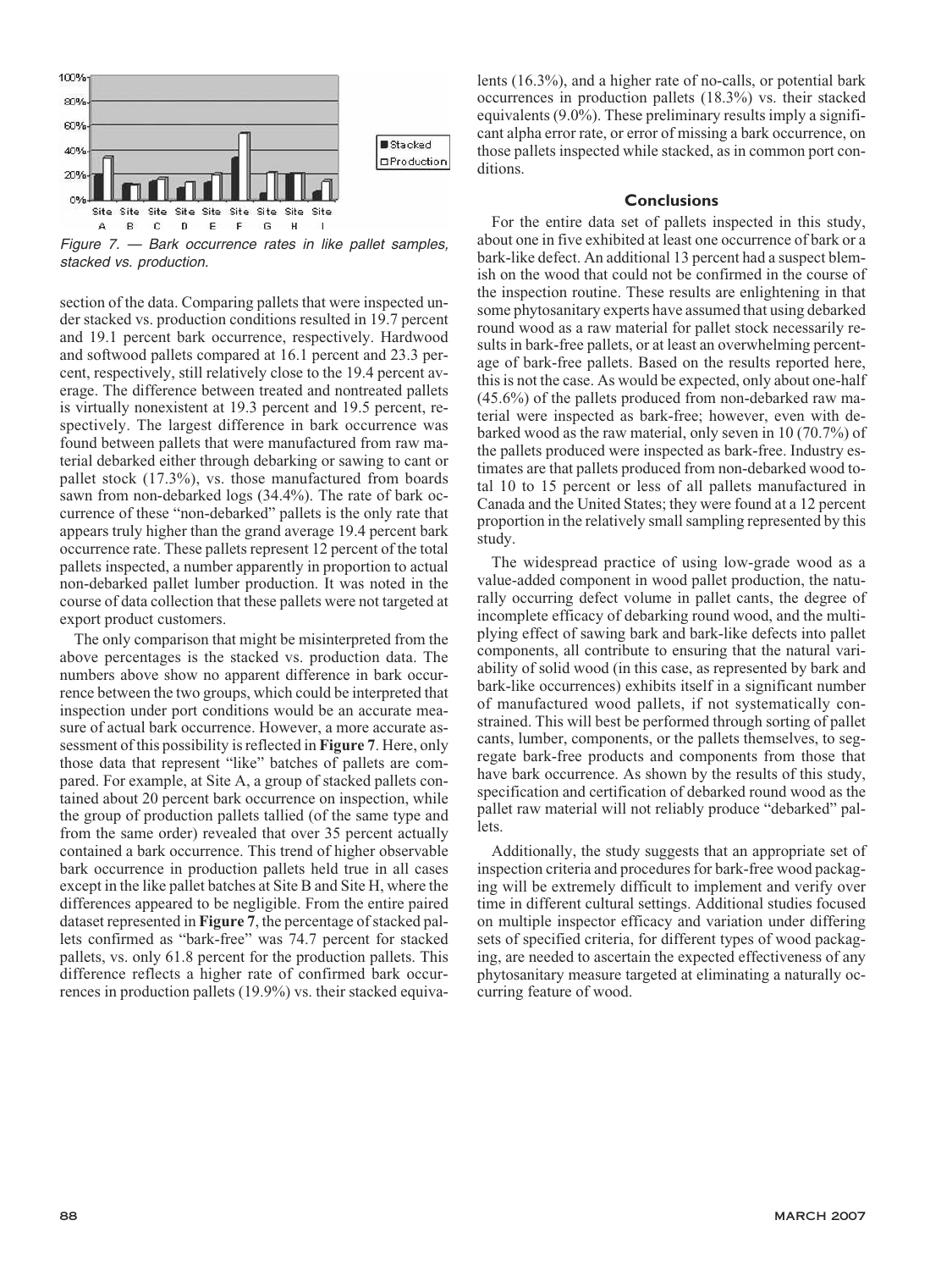100%
80%
60%
40%
20%
0%

Site A Site B Site C Site D Site E Site F Site G Site H Site I

■ Stacked
□ Production

*Figure 7. — Bark occurrence rates in like pallet samples, stacked vs. production.*

section of the data. Comparing pallets that were inspected under stacked vs. production conditions resulted in 19.7 percent and 19.1 percent bark occurrence, respectively. Hardwood and softwood pallets compared at 16.1 percent and 23.3 percent, respectively, still relatively close to the 19.4 percent average. The difference between treated and nontreated pallets is virtually nonexistent at 19.3 percent and 19.5 percent, respectively. The largest difference in bark occurrence was found between pallets that were manufactured from raw material debarked either through debarking or sawing to cant or pallet stock (17.3%), vs. those manufactured from boards sawn from non-debarked logs (34.4%). The rate of bark occurrence of these "non-debarked" pallets is the only rate that appears truly higher than the grand average 19.4 percent bark occurrence rate. These pallets represent 12 percent of the total pallets inspected, a number apparently in proportion to actual non-debarked pallet lumber production. It was noted in the course of data collection that these pallets were not targeted at export product customers.

The only comparison that might be misinterpreted from the above percentages is the stacked vs. production data. The numbers above show no apparent difference in bark occurrence between the two groups, which could be interpreted that inspection under port conditions would be an accurate measure of actual bark occurrence. However, a more accurate assessment of this possibility is reflected in **Figure 7**. Here, only those data that represent "like" batches of pallets are compared. For example, at Site A, a group of stacked pallets contained about 20 percent bark occurrence on inspection, while the group of production pallets tallied (of the same type and from the same order) revealed that over 35 percent actually contained a bark occurrence. This trend of higher observable bark occurrence in production pallets held true in all cases except in the like pallet batches at Site B and Site H, where the differences appeared to be negligible. From the entire paired dataset represented in **Figure 7**, the percentage of stacked pallets confirmed as "bark-free" was 74.7 percent for stacked pallets, vs. only 61.8 percent for the production pallets. This difference reflects a higher rate of confirmed bark occurrences in production pallets (19.9%) vs. their stacked equivalents (16.3%), and a higher rate of no-calls, or potential bark occurrences in production pallets (18.3%) vs. their stacked equivalents (9.0%). These preliminary results imply a significant alpha error rate, or error of missing a bark occurrence, on those pallets inspected while stacked, as in common port conditions.

## Conclusions

For the entire data set of pallets inspected in this study, about one in five exhibited at least one occurrence of bark or a bark-like defect. An additional 13 percent had a suspect blemish on the wood that could not be confirmed in the course of the inspection routine. These results are enlightening in that some phytosanitary experts have assumed that using debarked round wood as a raw material for pallet stock necessarily results in bark-free pallets, or at least an overwhelming percentage of bark-free pallets. Based on the results reported here, this is not the case. As would be expected, only about one-half (45.6%) of the pallets produced from non-debarked raw material were inspected as bark-free; however, even with debarked wood as the raw material, only seven in 10 (70.7%) of the pallets produced were inspected as bark-free. Industry estimates are that pallets produced from non-debarked wood total 10 to 15 percent or less of all pallets manufactured in Canada and the United States; they were found at a 12 percent proportion in the relatively small sampling represented by this study.

The widespread practice of using low-grade wood as a value-added component in wood pallet production, the naturally occurring defect volume in pallet cants, the degree of incomplete efficacy of debarking round wood, and the multiplying effect of sawing bark and bark-like defects into pallet components, all contribute to ensuring that the natural variability of solid wood (in this case, as represented by bark and bark-like occurrences) exhibits itself in a significant number of manufactured wood pallets, if not systematically constrained. This will best be performed through sorting of pallet cants, lumber, components, or the pallets themselves, to segregate bark-free products and components from those that have bark occurrence. As shown by the results of this study, specification and certification of debarked round wood as the pallet raw material will not reliably produce "debarked" pallets.

Additionally, the study suggests that an appropriate set of inspection criteria and procedures for bark-free wood packaging will be extremely difficult to implement and verify over time in different cultural settings. Additional studies focused on multiple inspector efficacy and variation under differing sets of specified criteria, for different types of wood packaging, are needed to ascertain the expected effectiveness of any phytosanitary measure targeted at eliminating a naturally occurring feature of wood.